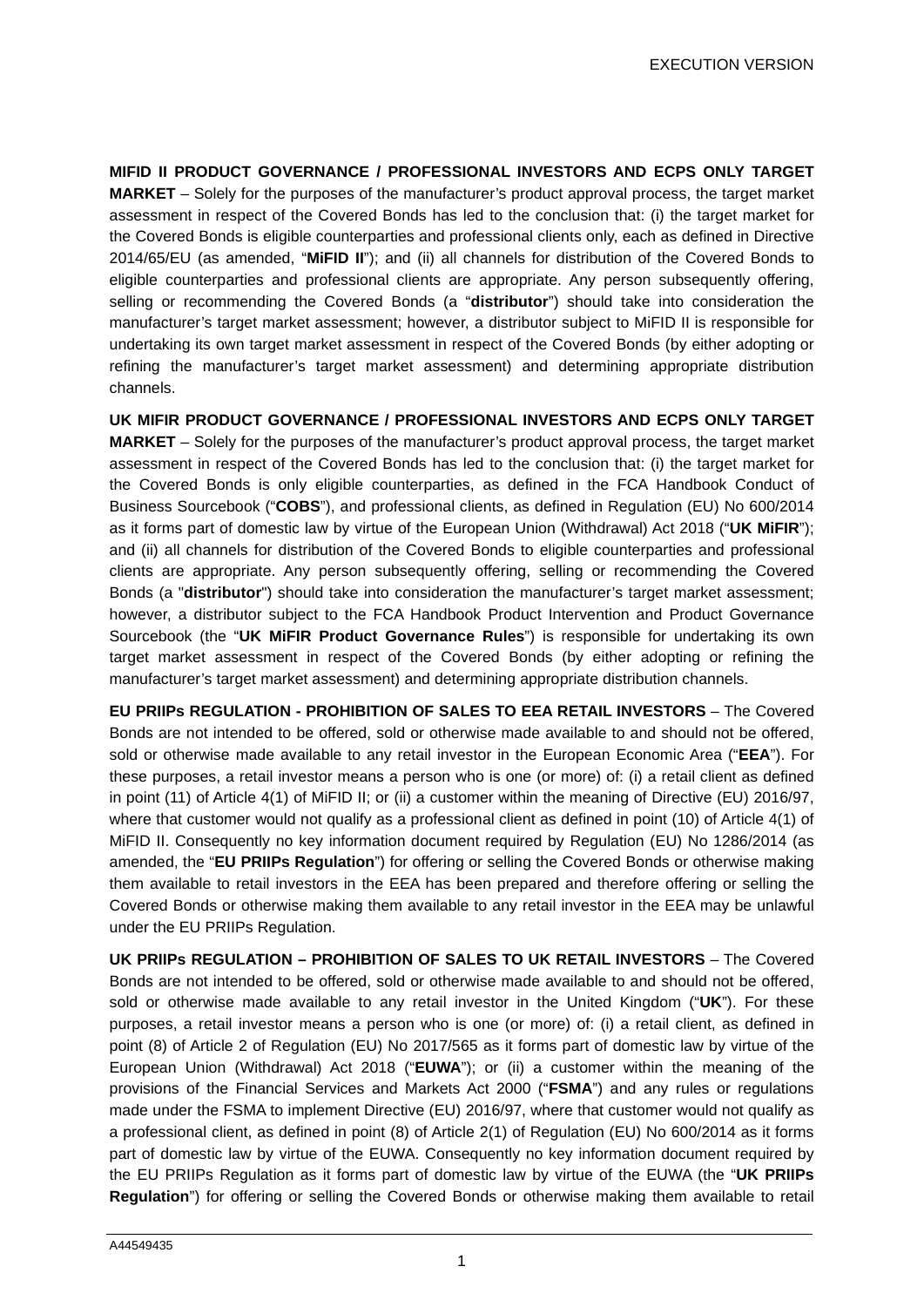**MIFID II PRODUCT GOVERNANCE / PROFESSIONAL INVESTORS AND ECPS ONLY TARGET MARKET** – Solely for the purposes of the manufacturer's product approval process, the target market assessment in respect of the Covered Bonds has led to the conclusion that: (i) the target market for the Covered Bonds is eligible counterparties and professional clients only, each as defined in Directive 2014/65/EU (as amended, "**MiFID II**"); and (ii) all channels for distribution of the Covered Bonds to eligible counterparties and professional clients are appropriate. Any person subsequently offering, selling or recommending the Covered Bonds (a "**distributor**") should take into consideration the manufacturer's target market assessment; however, a distributor subject to MiFID II is responsible for undertaking its own target market assessment in respect of the Covered Bonds (by either adopting or refining the manufacturer's target market assessment) and determining appropriate distribution channels.

**UK MIFIR PRODUCT GOVERNANCE / PROFESSIONAL INVESTORS AND ECPS ONLY TARGET MARKET** – Solely for the purposes of the manufacturer's product approval process, the target market assessment in respect of the Covered Bonds has led to the conclusion that: (i) the target market for the Covered Bonds is only eligible counterparties, as defined in the FCA Handbook Conduct of Business Sourcebook ("**COBS**"), and professional clients, as defined in Regulation (EU) No 600/2014 as it forms part of domestic law by virtue of the European Union (Withdrawal) Act 2018 ("**UK MiFIR**"); and (ii) all channels for distribution of the Covered Bonds to eligible counterparties and professional clients are appropriate. Any person subsequently offering, selling or recommending the Covered Bonds (a "**distributor**") should take into consideration the manufacturer's target market assessment; however, a distributor subject to the FCA Handbook Product Intervention and Product Governance Sourcebook (the "**UK MiFIR Product Governance Rules**") is responsible for undertaking its own target market assessment in respect of the Covered Bonds (by either adopting or refining the manufacturer's target market assessment) and determining appropriate distribution channels.

**EU PRIIPs REGULATION - PROHIBITION OF SALES TO EEA RETAIL INVESTORS** – The Covered Bonds are not intended to be offered, sold or otherwise made available to and should not be offered, sold or otherwise made available to any retail investor in the European Economic Area ("**EEA**"). For these purposes, a retail investor means a person who is one (or more) of: (i) a retail client as defined in point (11) of Article 4(1) of MiFID II; or (ii) a customer within the meaning of Directive (EU) 2016/97, where that customer would not qualify as a professional client as defined in point (10) of Article 4(1) of MiFID II. Consequently no key information document required by Regulation (EU) No 1286/2014 (as amended, the "**EU PRIIPs Regulation**") for offering or selling the Covered Bonds or otherwise making them available to retail investors in the EEA has been prepared and therefore offering or selling the Covered Bonds or otherwise making them available to any retail investor in the EEA may be unlawful under the EU PRIIPs Regulation.

**UK PRIIPs REGULATION – PROHIBITION OF SALES TO UK RETAIL INVESTORS** – The Covered Bonds are not intended to be offered, sold or otherwise made available to and should not be offered, sold or otherwise made available to any retail investor in the United Kingdom ("**UK**"). For these purposes, a retail investor means a person who is one (or more) of: (i) a retail client, as defined in point (8) of Article 2 of Regulation (EU) No 2017/565 as it forms part of domestic law by virtue of the European Union (Withdrawal) Act 2018 ("**EUWA**"); or (ii) a customer within the meaning of the provisions of the Financial Services and Markets Act 2000 ("**FSMA**") and any rules or regulations made under the FSMA to implement Directive (EU) 2016/97, where that customer would not qualify as a professional client, as defined in point (8) of Article 2(1) of Regulation (EU) No 600/2014 as it forms part of domestic law by virtue of the EUWA. Consequently no key information document required by the EU PRIIPs Regulation as it forms part of domestic law by virtue of the EUWA (the "**UK PRIIPs Regulation**") for offering or selling the Covered Bonds or otherwise making them available to retail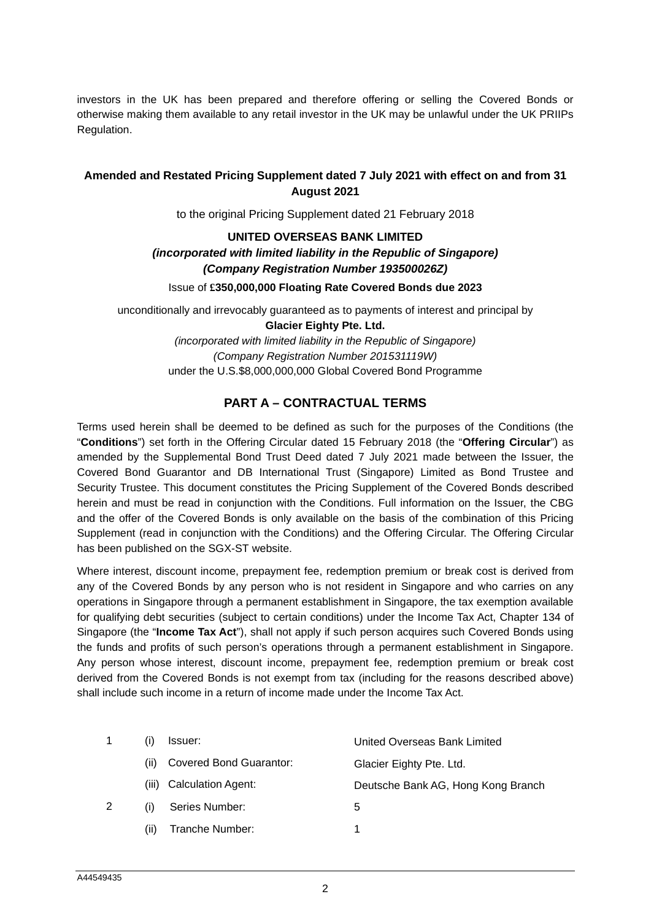investors in the UK has been prepared and therefore offering or selling the Covered Bonds or otherwise making them available to any retail investor in the UK may be unlawful under the UK PRIIPs Regulation.

**Amended and Restated Pricing Supplement dated 7 July 2021 with effect on and from 31 August 2021**

to the original Pricing Supplement dated 21 February 2018

**UNITED OVERSEAS BANK LIMITED**

***(incorporated with limited liability in the Republic of Singapore)***

***(Company Registration Number 193500026Z)***

Issue of **£350,000,000 Floating Rate Covered Bonds due 2023**

unconditionally and irrevocably guaranteed as to payments of interest and principal by

**Glacier Eighty Pte. Ltd.**

*(incorporated with limited liability in the Republic of Singapore)*

*(Company Registration Number 201531119W)*

under the U.S.$8,000,000,000 Global Covered Bond Programme

## PART A – CONTRACTUAL TERMS

Terms used herein shall be deemed to be defined as such for the purposes of the Conditions (the "**Conditions**") set forth in the Offering Circular dated 15 February 2018 (the "**Offering Circular**") as amended by the Supplemental Bond Trust Deed dated 7 July 2021 made between the Issuer, the Covered Bond Guarantor and DB International Trust (Singapore) Limited as Bond Trustee and Security Trustee. This document constitutes the Pricing Supplement of the Covered Bonds described herein and must be read in conjunction with the Conditions. Full information on the Issuer, the CBG and the offer of the Covered Bonds is only available on the basis of the combination of this Pricing Supplement (read in conjunction with the Conditions) and the Offering Circular. The Offering Circular has been published on the SGX-ST website.

Where interest, discount income, prepayment fee, redemption premium or break cost is derived from any of the Covered Bonds by any person who is not resident in Singapore and who carries on any operations in Singapore through a permanent establishment in Singapore, the tax exemption available for qualifying debt securities (subject to certain conditions) under the Income Tax Act, Chapter 134 of Singapore (the "**Income Tax Act**"), shall not apply if such person acquires such Covered Bonds using the funds and profits of such person's operations through a permanent establishment in Singapore. Any person whose interest, discount income, prepayment fee, redemption premium or break cost derived from the Covered Bonds is not exempt from tax (including for the reasons described above) shall include such income in a return of income made under the Income Tax Act.

| | | | |
|---|---|---|---|
| 1 | (i) | Issuer: | United Overseas Bank Limited |
| | (ii) | Covered Bond Guarantor: | Glacier Eighty Pte. Ltd. |
| | (iii) | Calculation Agent: | Deutsche Bank AG, Hong Kong Branch |
| 2 | (i) | Series Number: | 5 |
| | (ii) | Tranche Number: | 1 |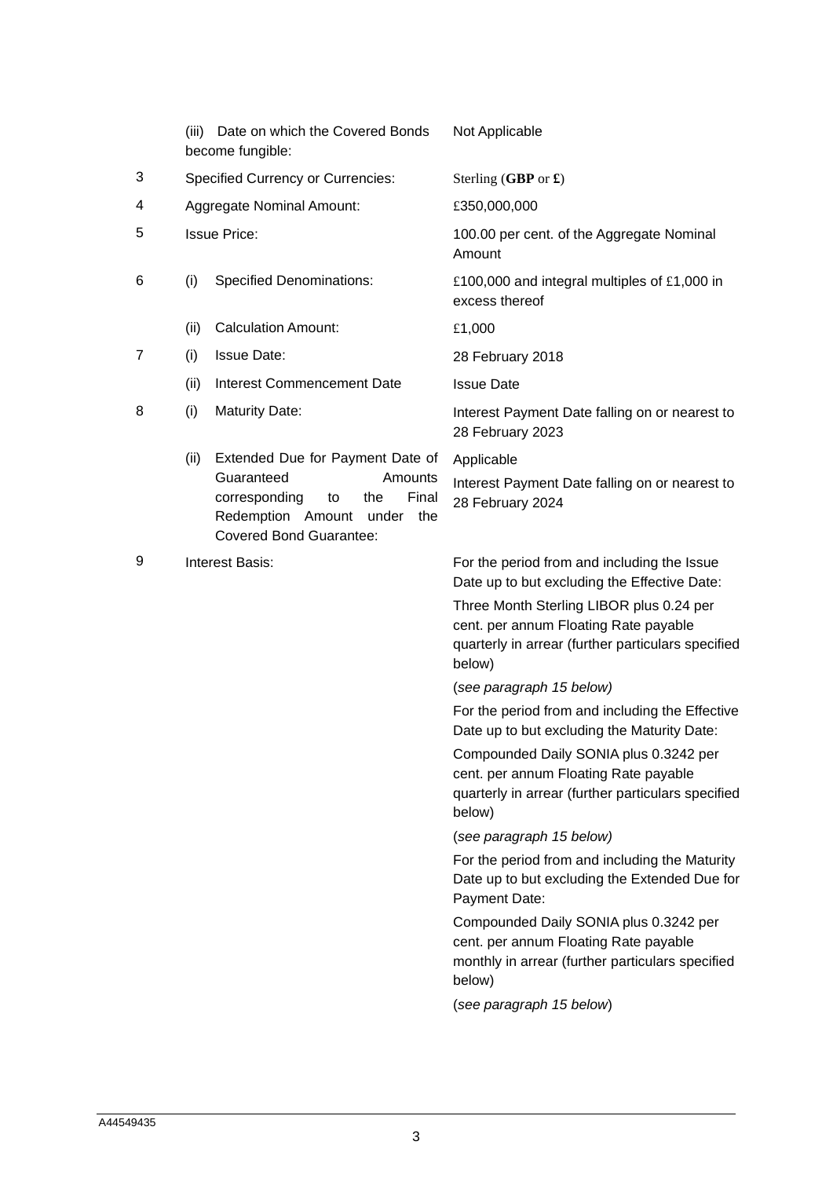| | | |
|---|---|---|
| | (iii) Date on which the Covered Bonds become fungible: | Not Applicable |
| 3 | Specified Currency or Currencies: | Sterling (**GBP** or **£**) |
| 4 | Aggregate Nominal Amount: | £350,000,000 |
| 5 | Issue Price: | 100.00 per cent. of the Aggregate Nominal Amount |
| 6 | (i) Specified Denominations: | £100,000 and integral multiples of £1,000 in excess thereof |
| | (ii) Calculation Amount: | £1,000 |
| 7 | (i) Issue Date: | 28 February 2018 |
| | (ii) Interest Commencement Date | Issue Date |
| 8 | (i) Maturity Date: | Interest Payment Date falling on or nearest to 28 February 2023 |
| | (ii) Extended Due for Payment Date of Guaranteed Amounts corresponding to the Final Redemption Amount under the Covered Bond Guarantee: | Applicable<br><br>Interest Payment Date falling on or nearest to 28 February 2024 |
| 9 | Interest Basis: | For the period from and including the Issue Date up to but excluding the Effective Date:<br><br>Three Month Sterling LIBOR plus 0.24 per cent. per annum Floating Rate payable quarterly in arrear (further particulars specified below)<br><br>(*see paragraph 15 below)*<br><br>For the period from and including the Effective Date up to but excluding the Maturity Date:<br><br>Compounded Daily SONIA plus 0.3242 per cent. per annum Floating Rate payable quarterly in arrear (further particulars specified below)<br><br>(*see paragraph 15 below)*<br><br>For the period from and including the Maturity Date up to but excluding the Extended Due for Payment Date:<br><br>Compounded Daily SONIA plus 0.3242 per cent. per annum Floating Rate payable monthly in arrear (further particulars specified below)<br><br>(*see paragraph 15 below*) |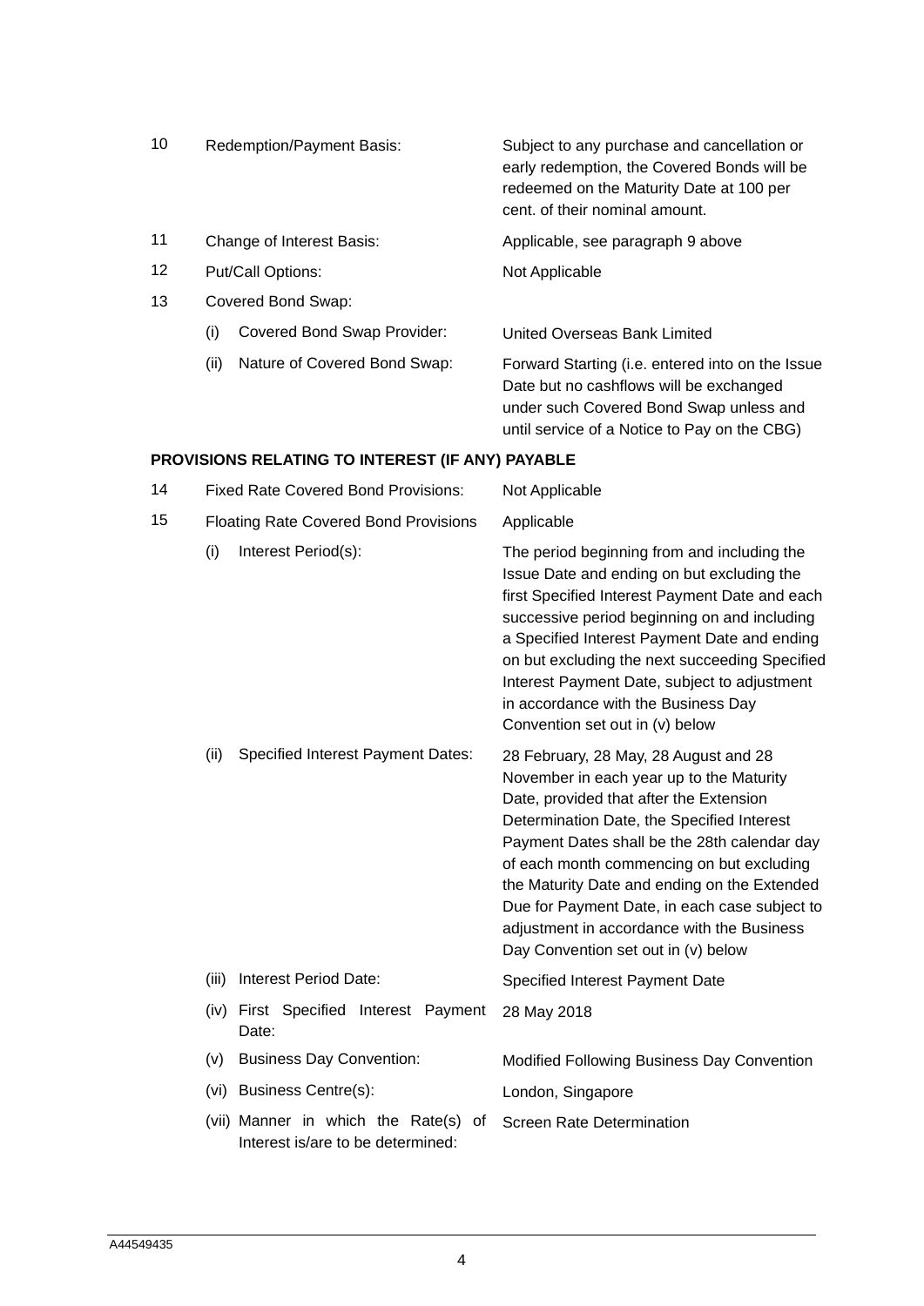| | | |
|---|---|---|
| 10 | Redemption/Payment Basis: | Subject to any purchase and cancellation or early redemption, the Covered Bonds will be redeemed on the Maturity Date at 100 per cent. of their nominal amount. |
| 11 | Change of Interest Basis: | Applicable, see paragraph 9 above |
| 12 | Put/Call Options: | Not Applicable |
| 13 | Covered Bond Swap: | |
| | (i) Covered Bond Swap Provider: | United Overseas Bank Limited |
| | (ii) Nature of Covered Bond Swap: | Forward Starting (i.e. entered into on the Issue Date but no cashflows will be exchanged under such Covered Bond Swap unless and until service of a Notice to Pay on the CBG) |

**PROVISIONS RELATING TO INTEREST (IF ANY) PAYABLE**

| | | |
|---|---|---|
| 14 | Fixed Rate Covered Bond Provisions: | Not Applicable |
| 15 | Floating Rate Covered Bond Provisions | Applicable |
| | (i) Interest Period(s): | The period beginning from and including the Issue Date and ending on but excluding the first Specified Interest Payment Date and each successive period beginning on and including a Specified Interest Payment Date and ending on but excluding the next succeeding Specified Interest Payment Date, subject to adjustment in accordance with the Business Day Convention set out in (v) below |
| | (ii) Specified Interest Payment Dates: | 28 February, 28 May, 28 August and 28 November in each year up to the Maturity Date, provided that after the Extension Determination Date, the Specified Interest Payment Dates shall be the 28th calendar day of each month commencing on but excluding the Maturity Date and ending on the Extended Due for Payment Date, in each case subject to adjustment in accordance with the Business Day Convention set out in (v) below |
| | (iii) Interest Period Date: | Specified Interest Payment Date |
| | (iv) First Specified Interest Payment Date: | 28 May 2018 |
| | (v) Business Day Convention: | Modified Following Business Day Convention |
| | (vi) Business Centre(s): | London, Singapore |
| | (vii) Manner in which the Rate(s) of Interest is/are to be determined: | Screen Rate Determination |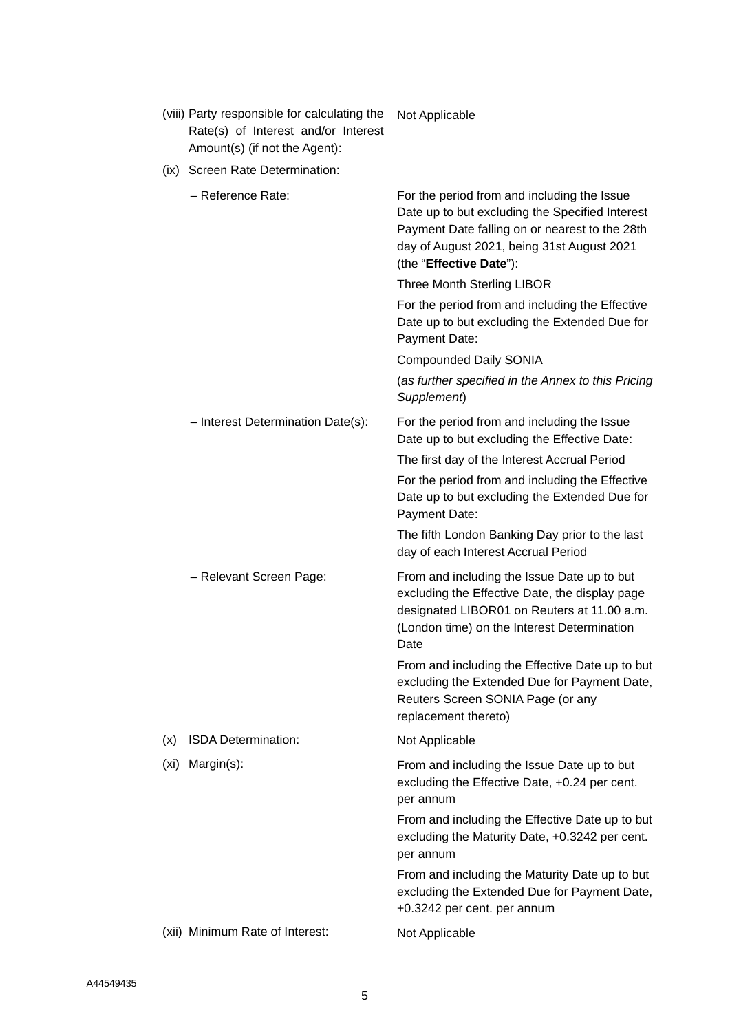| | |
|---|---|
| (viii) Party responsible for calculating the Rate(s) of Interest and/or Interest Amount(s) (if not the Agent): | Not Applicable |
| (ix) Screen Rate Determination: | |
| – Reference Rate: | For the period from and including the Issue Date up to but excluding the Specified Interest Payment Date falling on or nearest to the 28th day of August 2021, being 31st August 2021 (the "**Effective Date**"):<br><br>Three Month Sterling LIBOR<br><br>For the period from and including the Effective Date up to but excluding the Extended Due for Payment Date:<br><br>Compounded Daily SONIA<br><br>(*as further specified in the Annex to this Pricing Supplement*) |
| – Interest Determination Date(s): | For the period from and including the Issue Date up to but excluding the Effective Date:<br><br>The first day of the Interest Accrual Period<br><br>For the period from and including the Effective Date up to but excluding the Extended Due for Payment Date:<br><br>The fifth London Banking Day prior to the last day of each Interest Accrual Period |
| – Relevant Screen Page: | From and including the Issue Date up to but excluding the Effective Date, the display page designated LIBOR01 on Reuters at 11.00 a.m. (London time) on the Interest Determination Date<br><br>From and including the Effective Date up to but excluding the Extended Due for Payment Date, Reuters Screen SONIA Page (or any replacement thereto) |
| (x) ISDA Determination: | Not Applicable |
| (xi) Margin(s): | From and including the Issue Date up to but excluding the Effective Date, +0.24 per cent. per annum<br><br>From and including the Effective Date up to but excluding the Maturity Date, +0.3242 per cent. per annum<br><br>From and including the Maturity Date up to but excluding the Extended Due for Payment Date, +0.3242 per cent. per annum |
| (xii) Minimum Rate of Interest: | Not Applicable |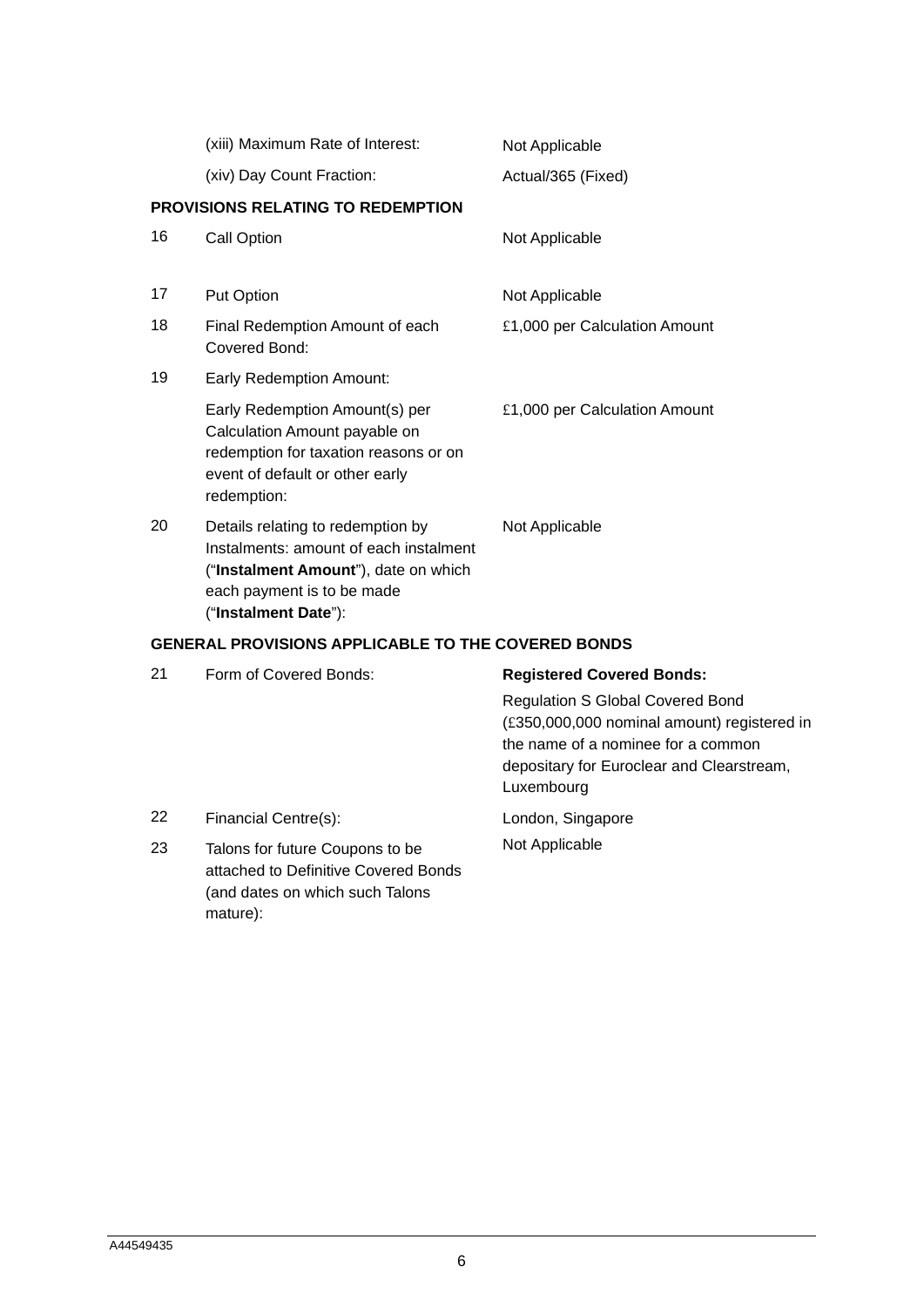| | | |
|---|---|---|
| | (xiii) Maximum Rate of Interest: | Not Applicable |
| | (xiv) Day Count Fraction: | Actual/365 (Fixed) |

**PROVISIONS RELATING TO REDEMPTION**

| | | |
|---|---|---|
| 16 | Call Option | Not Applicable |
| 17 | Put Option | Not Applicable |
| 18 | Final Redemption Amount of each Covered Bond: | £1,000 per Calculation Amount |
| 19 | Early Redemption Amount: | |
| | Early Redemption Amount(s) per Calculation Amount payable on redemption for taxation reasons or on event of default or other early redemption: | £1,000 per Calculation Amount |
| 20 | Details relating to redemption by Instalments: amount of each instalment ("**Instalment Amount**"), date on which each payment is to be made ("**Instalment Date**"): | Not Applicable |

**GENERAL PROVISIONS APPLICABLE TO THE COVERED BONDS**

| | | |
|---|---|---|
| 21 | Form of Covered Bonds: | **Registered Covered Bonds:** Regulation S Global Covered Bond (£350,000,000 nominal amount) registered in the name of a nominee for a common depositary for Euroclear and Clearstream, Luxembourg |
| 22 | Financial Centre(s): | London, Singapore |
| 23 | Talons for future Coupons to be attached to Definitive Covered Bonds (and dates on which such Talons mature): | Not Applicable |

A44549435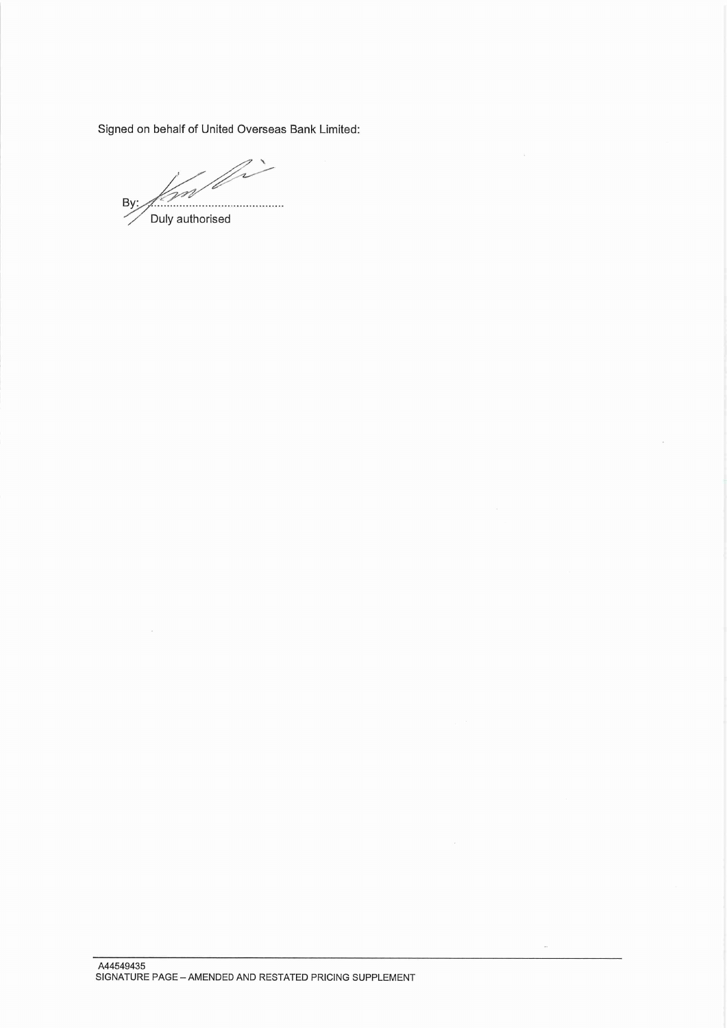Signed on behalf of United Overseas Bank Limited:

By: ........................................

Duly authorised

A44549435
SIGNATURE PAGE – AMENDED AND RESTATED PRICING SUPPLEMENT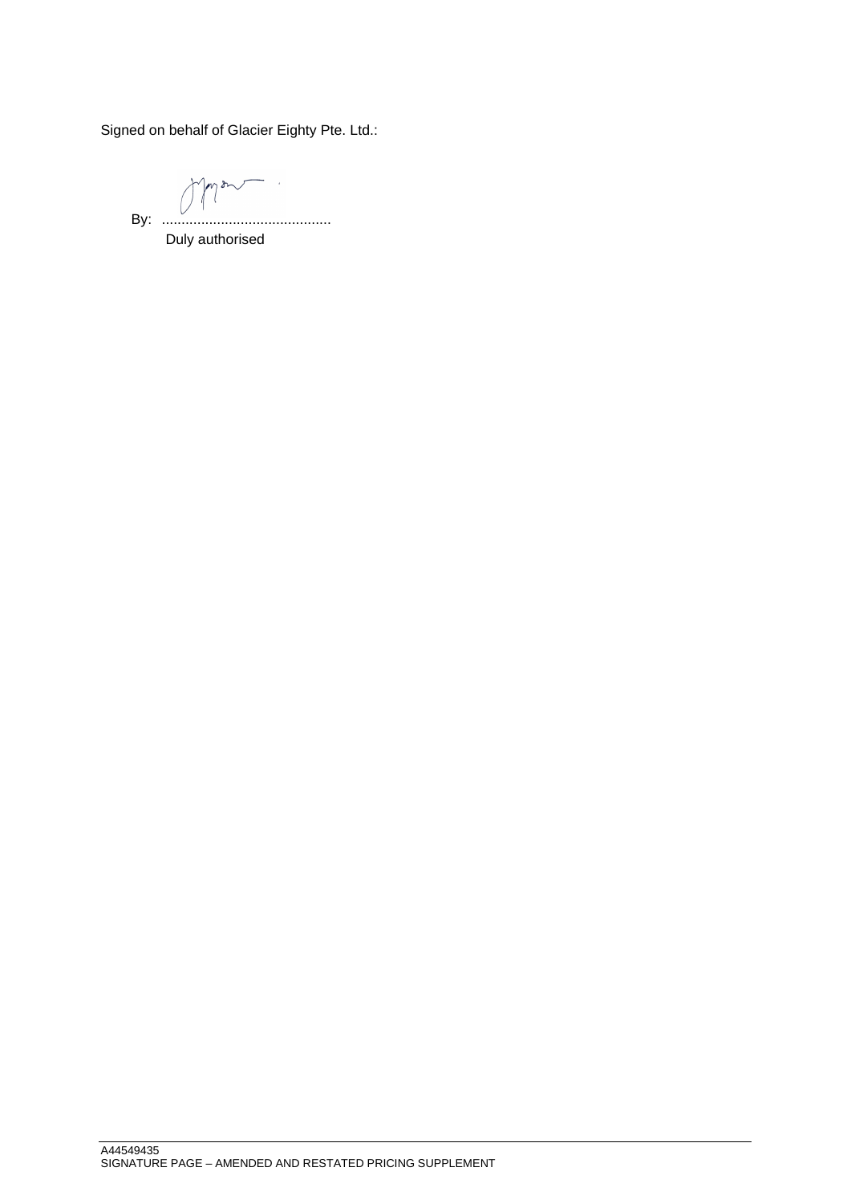Signed on behalf of Glacier Eighty Pte. Ltd.:

By: ...........................................

Duly authorised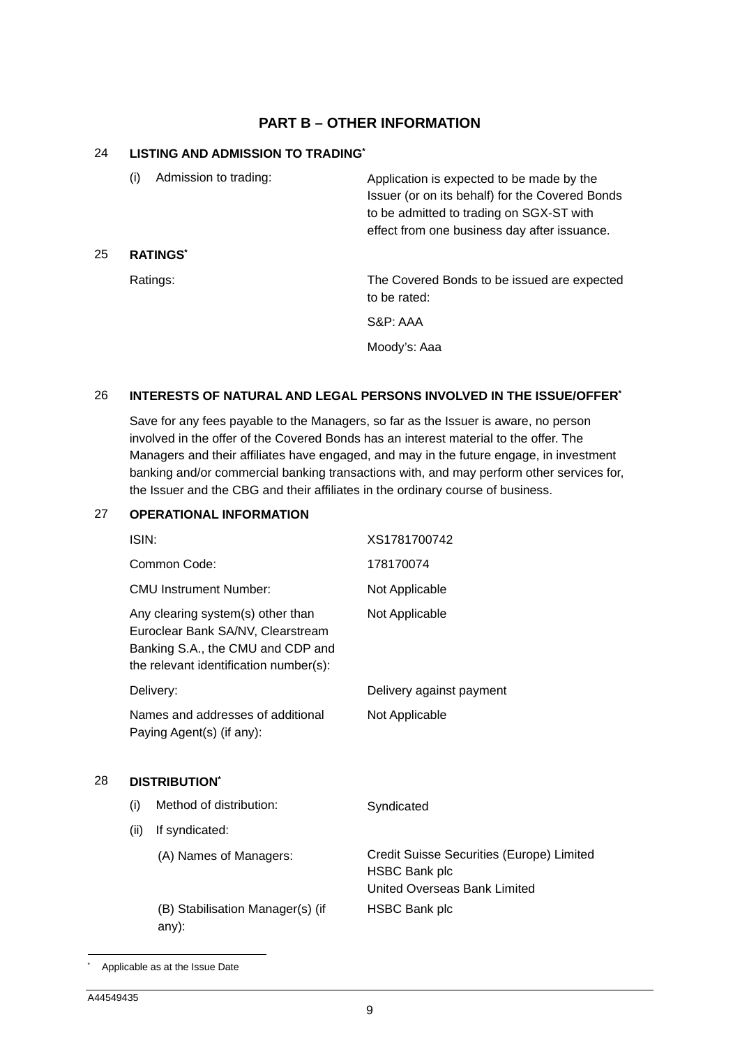# PART B – OTHER INFORMATION

## 24 LISTING AND ADMISSION TO TRADING*

| | |
|---|---|
| (i) Admission to trading: | Application is expected to be made by the Issuer (or on its behalf) for the Covered Bonds to be admitted to trading on SGX-ST with effect from one business day after issuance. |

## 25 RATINGS*

| | |
|---|---|
| Ratings: | The Covered Bonds to be issued are expected to be rated:<br>S&P: AAA<br>Moody's: Aaa |

## 26 INTERESTS OF NATURAL AND LEGAL PERSONS INVOLVED IN THE ISSUE/OFFER*

Save for any fees payable to the Managers, so far as the Issuer is aware, no person involved in the offer of the Covered Bonds has an interest material to the offer. The Managers and their affiliates have engaged, and may in the future engage, in investment banking and/or commercial banking transactions with, and may perform other services for, the Issuer and the CBG and their affiliates in the ordinary course of business.

## 27 OPERATIONAL INFORMATION

| | |
|---|---|
| ISIN: | XS1781700742 |
| Common Code: | 178170074 |
| CMU Instrument Number: | Not Applicable |
| Any clearing system(s) other than Euroclear Bank SA/NV, Clearstream Banking S.A., the CMU and CDP and the relevant identification number(s): | Not Applicable |
| Delivery: | Delivery against payment |
| Names and addresses of additional Paying Agent(s) (if any): | Not Applicable |

## 28 DISTRIBUTION*

| | |
|---|---|
| (i) Method of distribution: | Syndicated |
| (ii) If syndicated: | |
| (A) Names of Managers: | Credit Suisse Securities (Europe) Limited<br>HSBC Bank plc<br>United Overseas Bank Limited |
| (B) Stabilisation Manager(s) (if any): | HSBC Bank plc |

* Applicable as at the Issue Date

A44549435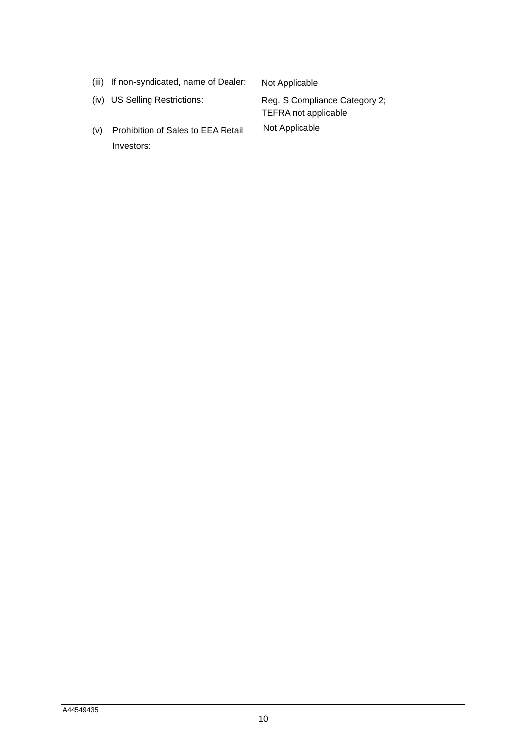| | |
|---|---|
| (iii) If non-syndicated, name of Dealer: | Not Applicable |
| (iv) US Selling Restrictions: | Reg. S Compliance Category 2; TEFRA not applicable |
| (v) Prohibition of Sales to EEA Retail Investors: | Not Applicable |

A44549435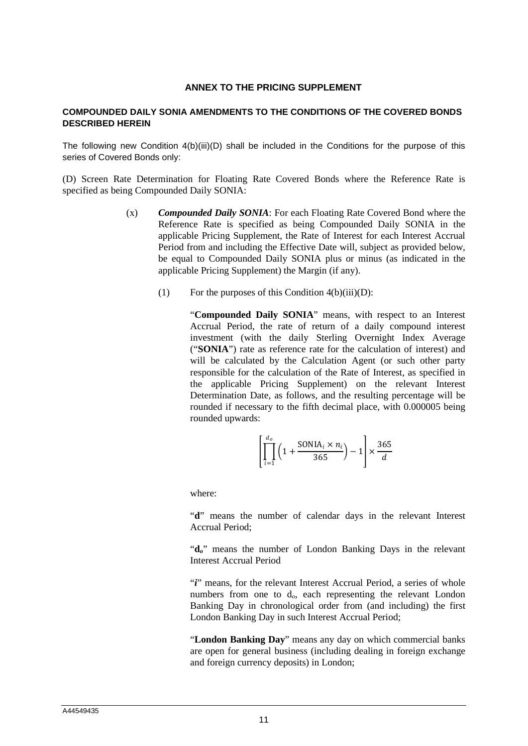## ANNEX TO THE PRICING SUPPLEMENT

### COMPOUNDED DAILY SONIA AMENDMENTS TO THE CONDITIONS OF THE COVERED BONDS DESCRIBED HEREIN

The following new Condition 4(b)(iii)(D) shall be included in the Conditions for the purpose of this series of Covered Bonds only:

(D) Screen Rate Determination for Floating Rate Covered Bonds where the Reference Rate is specified as being Compounded Daily SONIA:

(x) ***Compounded Daily SONIA***: For each Floating Rate Covered Bond where the Reference Rate is specified as being Compounded Daily SONIA in the applicable Pricing Supplement, the Rate of Interest for each Interest Accrual Period from and including the Effective Date will, subject as provided below, be equal to Compounded Daily SONIA plus or minus (as indicated in the applicable Pricing Supplement) the Margin (if any).

(1) For the purposes of this Condition 4(b)(iii)(D):

"**Compounded Daily SONIA**" means, with respect to an Interest Accrual Period, the rate of return of a daily compound interest investment (with the daily Sterling Overnight Index Average ("**SONIA**") rate as reference rate for the calculation of interest) and will be calculated by the Calculation Agent (or such other party responsible for the calculation of the Rate of Interest, as specified in the applicable Pricing Supplement) on the relevant Interest Determination Date, as follows, and the resulting percentage will be rounded if necessary to the fifth decimal place, with 0.000005 being rounded upwards:

$$\left[\prod_{i=1}^{d_o}\left(1+\frac{\text{SONIA}_i \times n_i}{365}\right)-1\right]\times\frac{365}{d}$$

where:

"**d**" means the number of calendar days in the relevant Interest Accrual Period;

"$\mathbf{d_o}$" means the number of London Banking Days in the relevant Interest Accrual Period

"***i***" means, for the relevant Interest Accrual Period, a series of whole numbers from one to $d_o$, each representing the relevant London Banking Day in chronological order from (and including) the first London Banking Day in such Interest Accrual Period;

"**London Banking Day**" means any day on which commercial banks are open for general business (including dealing in foreign exchange and foreign currency deposits) in London;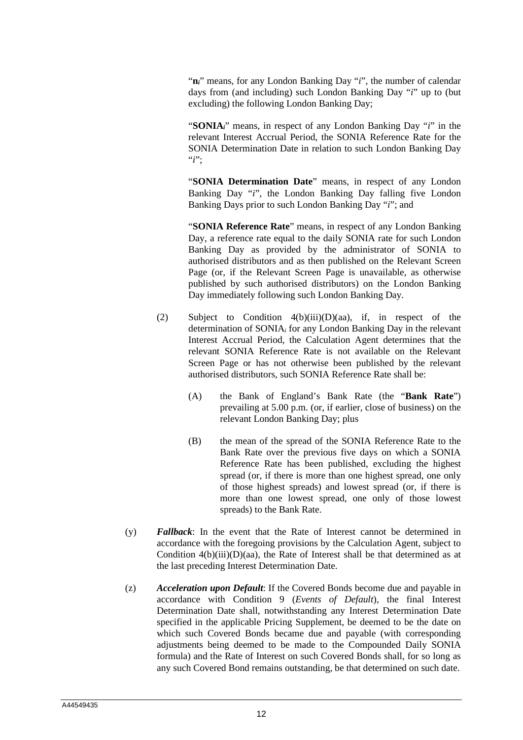"$\mathbf{n}_i$" means, for any London Banking Day "$i$", the number of calendar days from (and including) such London Banking Day "$i$" up to (but excluding) the following London Banking Day;

"**SONIA**$_i$" means, in respect of any London Banking Day "$i$" in the relevant Interest Accrual Period, the SONIA Reference Rate for the SONIA Determination Date in relation to such London Banking Day "$i$";

"**SONIA Determination Date**" means, in respect of any London Banking Day "$i$", the London Banking Day falling five London Banking Days prior to such London Banking Day "$i$"; and

"**SONIA Reference Rate**" means, in respect of any London Banking Day, a reference rate equal to the daily SONIA rate for such London Banking Day as provided by the administrator of SONIA to authorised distributors and as then published on the Relevant Screen Page (or, if the Relevant Screen Page is unavailable, as otherwise published by such authorised distributors) on the London Banking Day immediately following such London Banking Day.

(2) Subject to Condition 4(b)(iii)(D)(aa), if, in respect of the determination of SONIA$_i$ for any London Banking Day in the relevant Interest Accrual Period, the Calculation Agent determines that the relevant SONIA Reference Rate is not available on the Relevant Screen Page or has not otherwise been published by the relevant authorised distributors, such SONIA Reference Rate shall be:

(A) the Bank of England's Bank Rate (the "**Bank Rate**") prevailing at 5.00 p.m. (or, if earlier, close of business) on the relevant London Banking Day; plus

(B) the mean of the spread of the SONIA Reference Rate to the Bank Rate over the previous five days on which a SONIA Reference Rate has been published, excluding the highest spread (or, if there is more than one highest spread, one only of those highest spreads) and lowest spread (or, if there is more than one lowest spread, one only of those lowest spreads) to the Bank Rate.

(y) ***Fallback***: In the event that the Rate of Interest cannot be determined in accordance with the foregoing provisions by the Calculation Agent, subject to Condition 4(b)(iii)(D)(aa), the Rate of Interest shall be that determined as at the last preceding Interest Determination Date.

(z) ***Acceleration upon Default***: If the Covered Bonds become due and payable in accordance with Condition 9 (*Events of Default*), the final Interest Determination Date shall, notwithstanding any Interest Determination Date specified in the applicable Pricing Supplement, be deemed to be the date on which such Covered Bonds became due and payable (with corresponding adjustments being deemed to be made to the Compounded Daily SONIA formula) and the Rate of Interest on such Covered Bonds shall, for so long as any such Covered Bond remains outstanding, be that determined on such date.

A44549435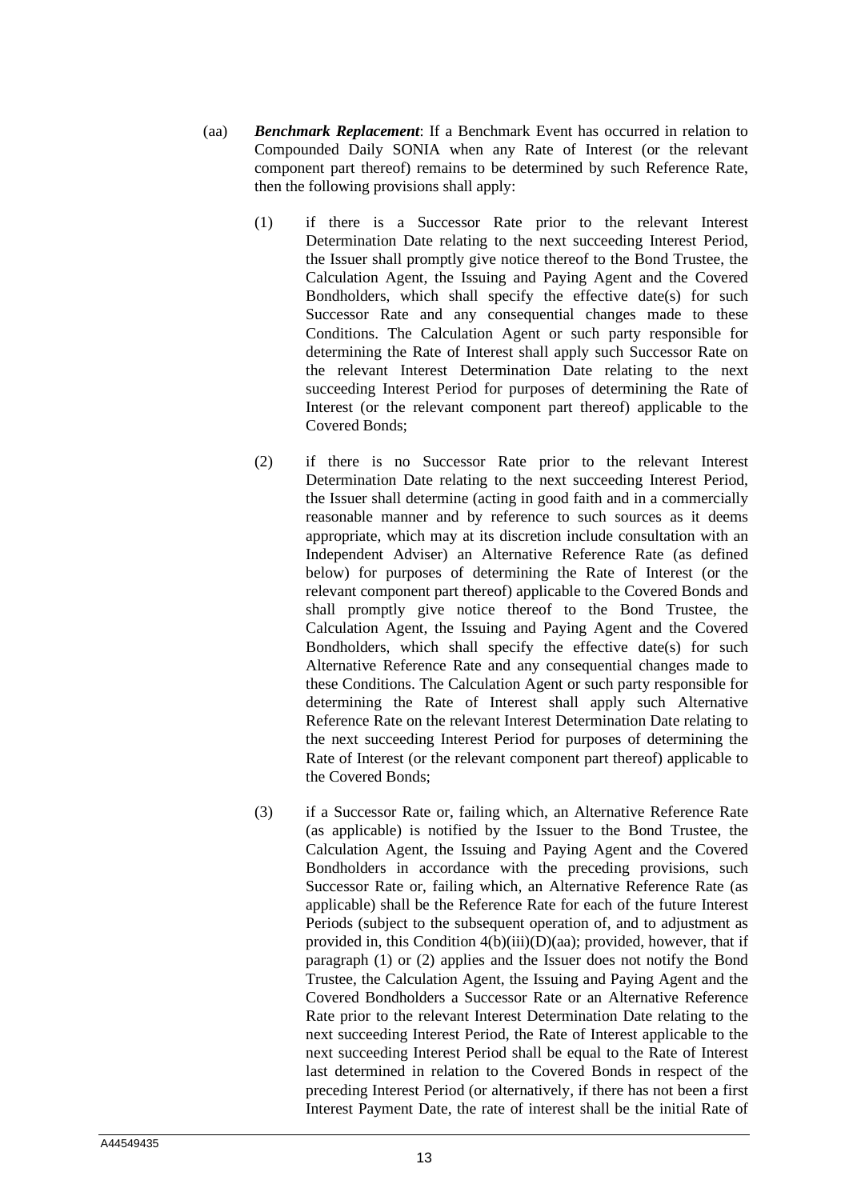(aa) ***Benchmark Replacement***: If a Benchmark Event has occurred in relation to Compounded Daily SONIA when any Rate of Interest (or the relevant component part thereof) remains to be determined by such Reference Rate, then the following provisions shall apply:

(1) if there is a Successor Rate prior to the relevant Interest Determination Date relating to the next succeeding Interest Period, the Issuer shall promptly give notice thereof to the Bond Trustee, the Calculation Agent, the Issuing and Paying Agent and the Covered Bondholders, which shall specify the effective date(s) for such Successor Rate and any consequential changes made to these Conditions. The Calculation Agent or such party responsible for determining the Rate of Interest shall apply such Successor Rate on the relevant Interest Determination Date relating to the next succeeding Interest Period for purposes of determining the Rate of Interest (or the relevant component part thereof) applicable to the Covered Bonds;

(2) if there is no Successor Rate prior to the relevant Interest Determination Date relating to the next succeeding Interest Period, the Issuer shall determine (acting in good faith and in a commercially reasonable manner and by reference to such sources as it deems appropriate, which may at its discretion include consultation with an Independent Adviser) an Alternative Reference Rate (as defined below) for purposes of determining the Rate of Interest (or the relevant component part thereof) applicable to the Covered Bonds and shall promptly give notice thereof to the Bond Trustee, the Calculation Agent, the Issuing and Paying Agent and the Covered Bondholders, which shall specify the effective date(s) for such Alternative Reference Rate and any consequential changes made to these Conditions. The Calculation Agent or such party responsible for determining the Rate of Interest shall apply such Alternative Reference Rate on the relevant Interest Determination Date relating to the next succeeding Interest Period for purposes of determining the Rate of Interest (or the relevant component part thereof) applicable to the Covered Bonds;

(3) if a Successor Rate or, failing which, an Alternative Reference Rate (as applicable) is notified by the Issuer to the Bond Trustee, the Calculation Agent, the Issuing and Paying Agent and the Covered Bondholders in accordance with the preceding provisions, such Successor Rate or, failing which, an Alternative Reference Rate (as applicable) shall be the Reference Rate for each of the future Interest Periods (subject to the subsequent operation of, and to adjustment as provided in, this Condition 4(b)(iii)(D)(aa); provided, however, that if paragraph (1) or (2) applies and the Issuer does not notify the Bond Trustee, the Calculation Agent, the Issuing and Paying Agent and the Covered Bondholders a Successor Rate or an Alternative Reference Rate prior to the relevant Interest Determination Date relating to the next succeeding Interest Period, the Rate of Interest applicable to the next succeeding Interest Period shall be equal to the Rate of Interest last determined in relation to the Covered Bonds in respect of the preceding Interest Period (or alternatively, if there has not been a first Interest Payment Date, the rate of interest shall be the initial Rate of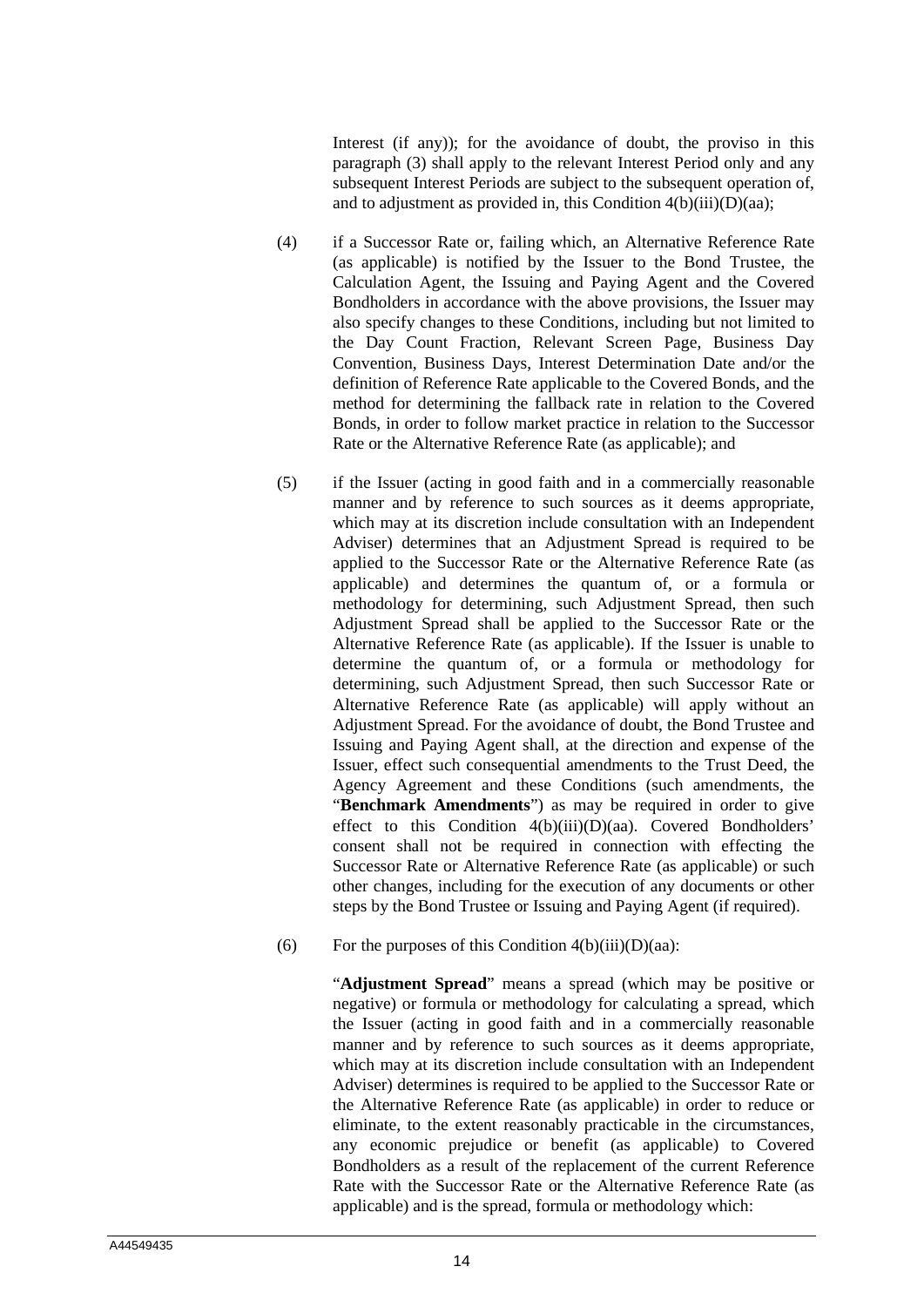Interest (if any)); for the avoidance of doubt, the proviso in this paragraph (3) shall apply to the relevant Interest Period only and any subsequent Interest Periods are subject to the subsequent operation of, and to adjustment as provided in, this Condition 4(b)(iii)(D)(aa);

(4) if a Successor Rate or, failing which, an Alternative Reference Rate (as applicable) is notified by the Issuer to the Bond Trustee, the Calculation Agent, the Issuing and Paying Agent and the Covered Bondholders in accordance with the above provisions, the Issuer may also specify changes to these Conditions, including but not limited to the Day Count Fraction, Relevant Screen Page, Business Day Convention, Business Days, Interest Determination Date and/or the definition of Reference Rate applicable to the Covered Bonds, and the method for determining the fallback rate in relation to the Covered Bonds, in order to follow market practice in relation to the Successor Rate or the Alternative Reference Rate (as applicable); and

(5) if the Issuer (acting in good faith and in a commercially reasonable manner and by reference to such sources as it deems appropriate, which may at its discretion include consultation with an Independent Adviser) determines that an Adjustment Spread is required to be applied to the Successor Rate or the Alternative Reference Rate (as applicable) and determines the quantum of, or a formula or methodology for determining, such Adjustment Spread, then such Adjustment Spread shall be applied to the Successor Rate or the Alternative Reference Rate (as applicable). If the Issuer is unable to determine the quantum of, or a formula or methodology for determining, such Adjustment Spread, then such Successor Rate or Alternative Reference Rate (as applicable) will apply without an Adjustment Spread. For the avoidance of doubt, the Bond Trustee and Issuing and Paying Agent shall, at the direction and expense of the Issuer, effect such consequential amendments to the Trust Deed, the Agency Agreement and these Conditions (such amendments, the "**Benchmark Amendments**") as may be required in order to give effect to this Condition 4(b)(iii)(D)(aa). Covered Bondholders' consent shall not be required in connection with effecting the Successor Rate or Alternative Reference Rate (as applicable) or such other changes, including for the execution of any documents or other steps by the Bond Trustee or Issuing and Paying Agent (if required).

(6) For the purposes of this Condition 4(b)(iii)(D)(aa):

"**Adjustment Spread**" means a spread (which may be positive or negative) or formula or methodology for calculating a spread, which the Issuer (acting in good faith and in a commercially reasonable manner and by reference to such sources as it deems appropriate, which may at its discretion include consultation with an Independent Adviser) determines is required to be applied to the Successor Rate or the Alternative Reference Rate (as applicable) in order to reduce or eliminate, to the extent reasonably practicable in the circumstances, any economic prejudice or benefit (as applicable) to Covered Bondholders as a result of the replacement of the current Reference Rate with the Successor Rate or the Alternative Reference Rate (as applicable) and is the spread, formula or methodology which: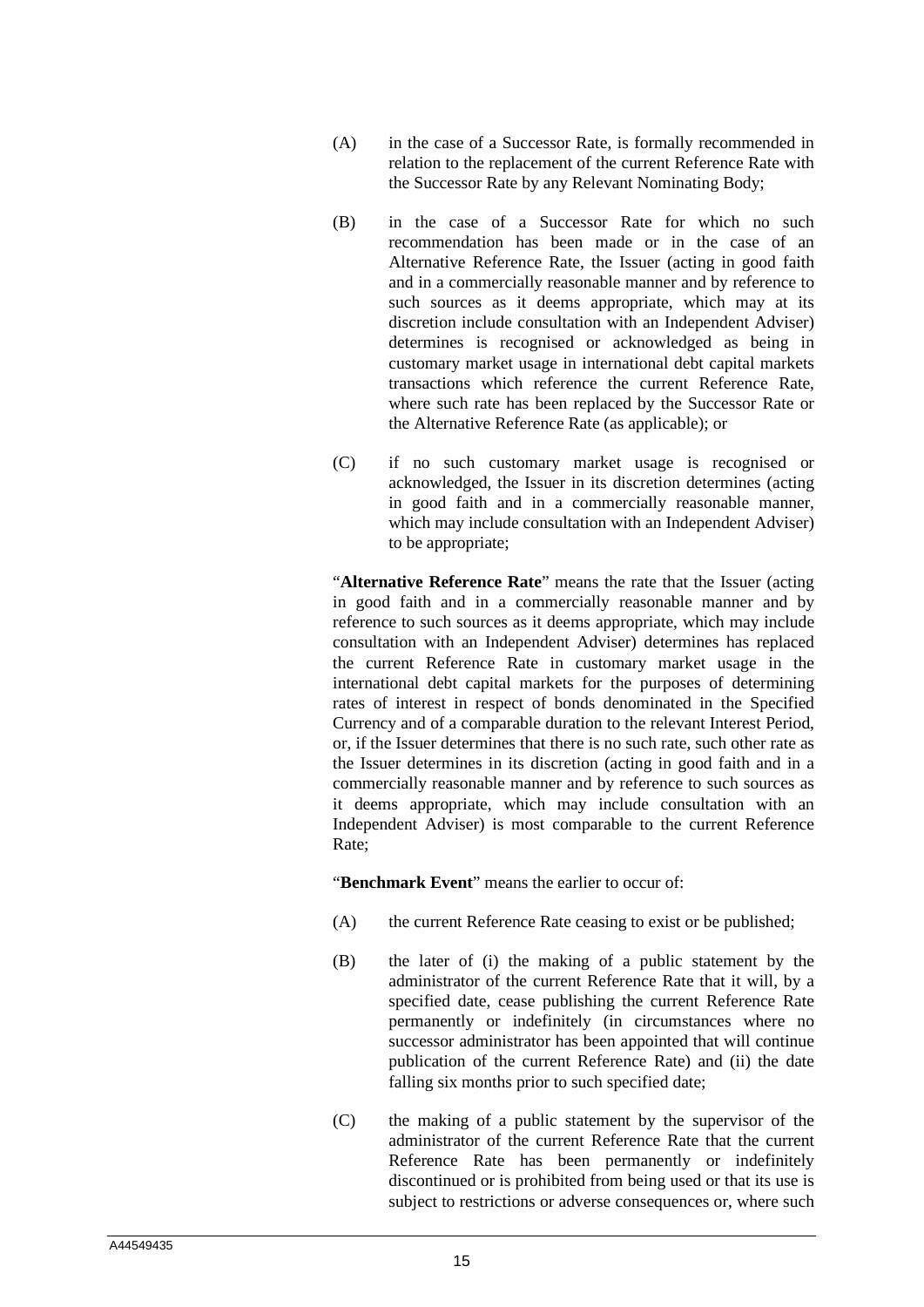(A) in the case of a Successor Rate, is formally recommended in relation to the replacement of the current Reference Rate with the Successor Rate by any Relevant Nominating Body;

(B) in the case of a Successor Rate for which no such recommendation has been made or in the case of an Alternative Reference Rate, the Issuer (acting in good faith and in a commercially reasonable manner and by reference to such sources as it deems appropriate, which may at its discretion include consultation with an Independent Adviser) determines is recognised or acknowledged as being in customary market usage in international debt capital markets transactions which reference the current Reference Rate, where such rate has been replaced by the Successor Rate or the Alternative Reference Rate (as applicable); or

(C) if no such customary market usage is recognised or acknowledged, the Issuer in its discretion determines (acting in good faith and in a commercially reasonable manner, which may include consultation with an Independent Adviser) to be appropriate;

"**Alternative Reference Rate**" means the rate that the Issuer (acting in good faith and in a commercially reasonable manner and by reference to such sources as it deems appropriate, which may include consultation with an Independent Adviser) determines has replaced the current Reference Rate in customary market usage in the international debt capital markets for the purposes of determining rates of interest in respect of bonds denominated in the Specified Currency and of a comparable duration to the relevant Interest Period, or, if the Issuer determines that there is no such rate, such other rate as the Issuer determines in its discretion (acting in good faith and in a commercially reasonable manner and by reference to such sources as it deems appropriate, which may include consultation with an Independent Adviser) is most comparable to the current Reference Rate;

"**Benchmark Event**" means the earlier to occur of:

(A) the current Reference Rate ceasing to exist or be published;

(B) the later of (i) the making of a public statement by the administrator of the current Reference Rate that it will, by a specified date, cease publishing the current Reference Rate permanently or indefinitely (in circumstances where no successor administrator has been appointed that will continue publication of the current Reference Rate) and (ii) the date falling six months prior to such specified date;

(C) the making of a public statement by the supervisor of the administrator of the current Reference Rate that the current Reference Rate has been permanently or indefinitely discontinued or is prohibited from being used or that its use is subject to restrictions or adverse consequences or, where such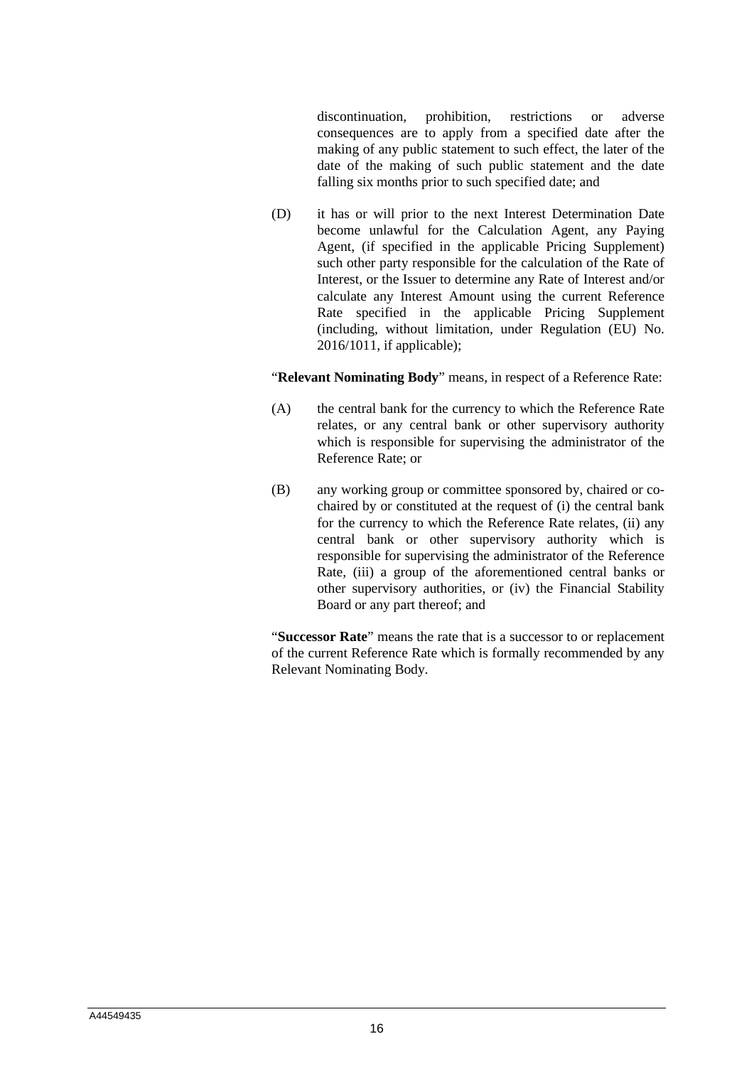discontinuation, prohibition, restrictions or adverse consequences are to apply from a specified date after the making of any public statement to such effect, the later of the date of the making of such public statement and the date falling six months prior to such specified date; and

(D) it has or will prior to the next Interest Determination Date become unlawful for the Calculation Agent, any Paying Agent, (if specified in the applicable Pricing Supplement) such other party responsible for the calculation of the Rate of Interest, or the Issuer to determine any Rate of Interest and/or calculate any Interest Amount using the current Reference Rate specified in the applicable Pricing Supplement (including, without limitation, under Regulation (EU) No. 2016/1011, if applicable);

"**Relevant Nominating Body**" means, in respect of a Reference Rate:

(A) the central bank for the currency to which the Reference Rate relates, or any central bank or other supervisory authority which is responsible for supervising the administrator of the Reference Rate; or

(B) any working group or committee sponsored by, chaired or co-chaired by or constituted at the request of (i) the central bank for the currency to which the Reference Rate relates, (ii) any central bank or other supervisory authority which is responsible for supervising the administrator of the Reference Rate, (iii) a group of the aforementioned central banks or other supervisory authorities, or (iv) the Financial Stability Board or any part thereof; and

"**Successor Rate**" means the rate that is a successor to or replacement of the current Reference Rate which is formally recommended by any Relevant Nominating Body.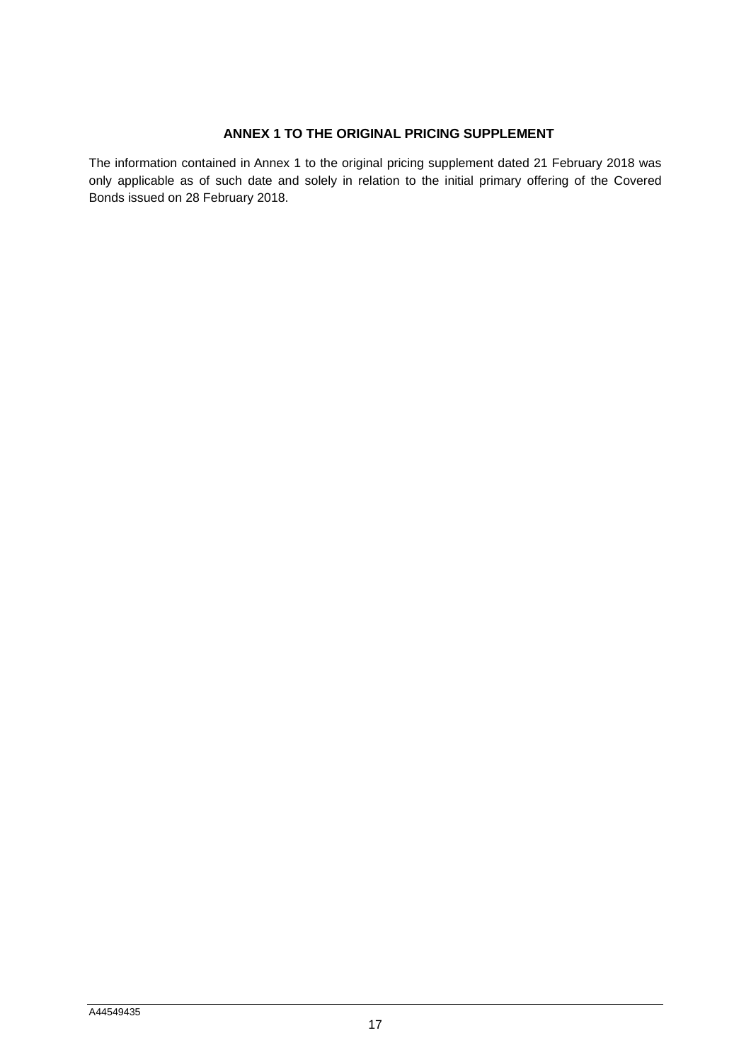## ANNEX 1 TO THE ORIGINAL PRICING SUPPLEMENT

The information contained in Annex 1 to the original pricing supplement dated 21 February 2018 was only applicable as of such date and solely in relation to the initial primary offering of the Covered Bonds issued on 28 February 2018.